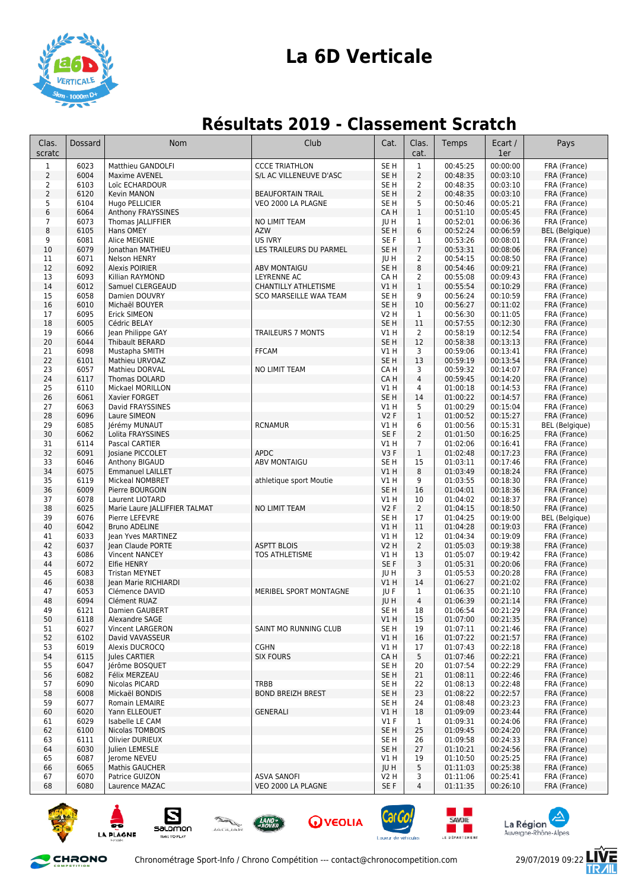# La 6D Verticale

## Résultats 2019 - Classement Scratch

| Clas. scratc | Dossard | Nom | Club | Cat. | Clas. cat. | Temps | Ecart / 1er | Pays |
|---|---|---|---|---|---|---|---|---|
| 1 | 6023 | Matthieu GANDOLFI | CCCE TRIATHLON | SE H | 1 | 00:45:25 | 00:00:00 | FRA (France) |
| 2 | 6004 | Maxime AVENEL | S/L AC VILLENEUVE D'ASC | SE H | 2 | 00:48:35 | 00:03:10 | FRA (France) |
| 2 | 6103 | Loïc ECHARDOUR | | SE H | 2 | 00:48:35 | 00:03:10 | FRA (France) |
| 2 | 6120 | Kevin MANON | BEAUFORTAIN TRAIL | SE H | 2 | 00:48:35 | 00:03:10 | FRA (France) |
| 5 | 6104 | Hugo PELLICIER | VEO 2000 LA PLAGNE | SE H | 5 | 00:50:46 | 00:05:21 | FRA (France) |
| 6 | 6064 | Anthony FRAYSSINES | | CA H | 1 | 00:51:10 | 00:05:45 | FRA (France) |
| 7 | 6073 | Thomas JALLIFFIER | NO LIMIT TEAM | JU H | 1 | 00:52:01 | 00:06:36 | FRA (France) |
| 8 | 6105 | Hans OMEY | AZW | SE H | 6 | 00:52:24 | 00:06:59 | BEL (Belgique) |
| 9 | 6081 | Alice MEIGNIE | US IVRY | SE F | 1 | 00:53:26 | 00:08:01 | FRA (France) |
| 10 | 6079 | Jonathan MATHIEU | LES TRAILEURS DU PARMEL | SE H | 7 | 00:53:31 | 00:08:06 | FRA (France) |
| 11 | 6071 | Nelson HENRY | | JU H | 2 | 00:54:15 | 00:08:50 | FRA (France) |
| 12 | 6092 | Alexis POIRIER | ABV MONTAIGU | SE H | 8 | 00:54:46 | 00:09:21 | FRA (France) |
| 13 | 6093 | Killian RAYMOND | LEYRENNE AC | CA H | 2 | 00:55:08 | 00:09:43 | FRA (France) |
| 14 | 6012 | Samuel CLERGEAUD | CHANTILLY ATHLETISME | V1 H | 1 | 00:55:54 | 00:10:29 | FRA (France) |
| 15 | 6058 | Damien DOUVRY | SCO MARSEILLE WAA TEAM | SE H | 9 | 00:56:24 | 00:10:59 | FRA (France) |
| 16 | 6010 | Michaël BOUYER | | SE H | 10 | 00:56:27 | 00:11:02 | FRA (France) |
| 17 | 6095 | Erick SIMEON | | V2 H | 1 | 00:56:30 | 00:11:05 | FRA (France) |
| 18 | 6005 | Cédric BELAY | | SE H | 11 | 00:57:55 | 00:12:30 | FRA (France) |
| 19 | 6066 | Jean Philippe GAY | TRAILEURS 7 MONTS | V1 H | 2 | 00:58:19 | 00:12:54 | FRA (France) |
| 20 | 6044 | Thibault BERARD | | SE H | 12 | 00:58:38 | 00:13:13 | FRA (France) |
| 21 | 6098 | Mustapha SMITH | FFCAM | V1 H | 3 | 00:59:06 | 00:13:41 | FRA (France) |
| 22 | 6101 | Mathieu URVOAZ | | SE H | 13 | 00:59:19 | 00:13:54 | FRA (France) |
| 23 | 6057 | Mathieu DORVAL | NO LIMIT TEAM | CA H | 3 | 00:59:32 | 00:14:07 | FRA (France) |
| 24 | 6117 | Thomas DOLARD | | CA H | 4 | 00:59:45 | 00:14:20 | FRA (France) |
| 25 | 6110 | Mickael MORILLON | | V1 H | 4 | 01:00:18 | 00:14:53 | FRA (France) |
| 26 | 6061 | Xavier FORGET | | SE H | 14 | 01:00:22 | 00:14:57 | FRA (France) |
| 27 | 6063 | David FRAYSSINES | | V1 H | 5 | 01:00:29 | 00:15:04 | FRA (France) |
| 28 | 6096 | Laure SIMEON | | V2 F | 1 | 01:00:52 | 00:15:27 | FRA (France) |
| 29 | 6085 | Jérémy MUNAUT | RCNAMUR | V1 H | 6 | 01:00:56 | 00:15:31 | BEL (Belgique) |
| 30 | 6062 | Lolita FRAYSSINES | | SE F | 2 | 01:01:50 | 00:16:25 | FRA (France) |
| 31 | 6114 | Pascal CARTIER | | V1 H | 7 | 01:02:06 | 00:16:41 | FRA (France) |
| 32 | 6091 | Josiane PICCOLET | APDC | V3 F | 1 | 01:02:48 | 00:17:23 | FRA (France) |
| 33 | 6046 | Anthony BIGAUD | ABV MONTAIGU | SE H | 15 | 01:03:11 | 00:17:46 | FRA (France) |
| 34 | 6075 | Emmanuel LAILLET | | V1 H | 8 | 01:03:49 | 00:18:24 | FRA (France) |
| 35 | 6119 | Mickeal NOMBRET | athletique sport Moutie | V1 H | 9 | 01:03:55 | 00:18:30 | FRA (France) |
| 36 | 6009 | Pierre BOURGOIN | | SE H | 16 | 01:04:01 | 00:18:36 | FRA (France) |
| 37 | 6078 | Laurent LIOTARD | | V1 H | 10 | 01:04:02 | 00:18:37 | FRA (France) |
| 38 | 6025 | Marie Laure JALLIFFIER TALMAT | NO LIMIT TEAM | V2 F | 2 | 01:04:15 | 00:18:50 | FRA (France) |
| 39 | 6076 | Pierre LEFEVRE | | SE H | 17 | 01:04:25 | 00:19:00 | BEL (Belgique) |
| 40 | 6042 | Bruno ADELINE | | V1 H | 11 | 01:04:28 | 00:19:03 | FRA (France) |
| 41 | 6033 | Jean Yves MARTINEZ | | V1 H | 12 | 01:04:34 | 00:19:09 | FRA (France) |
| 42 | 6037 | Jean Claude PORTE | ASPTT BLOIS | V2 H | 2 | 01:05:03 | 00:19:38 | FRA (France) |
| 43 | 6086 | Vincent NANCEY | TOS ATHLETISME | V1 H | 13 | 01:05:07 | 00:19:42 | FRA (France) |
| 44 | 6072 | Elfie HENRY | | SE F | 3 | 01:05:31 | 00:20:06 | FRA (France) |
| 45 | 6083 | Tristan MEYNET | | JU H | 3 | 01:05:53 | 00:20:28 | FRA (France) |
| 46 | 6038 | Jean Marie RICHIARDI | | V1 H | 14 | 01:06:27 | 00:21:02 | FRA (France) |
| 47 | 6053 | Clémence DAVID | MERIBEL SPORT MONTAGNE | JU F | 1 | 01:06:35 | 00:21:10 | FRA (France) |
| 48 | 6094 | Clément RUAZ | | JU H | 4 | 01:06:39 | 00:21:14 | FRA (France) |
| 49 | 6121 | Damien GAUBERT | | SE H | 18 | 01:06:54 | 00:21:29 | FRA (France) |
| 50 | 6118 | Alexandre SAGE | | V1 H | 15 | 01:07:00 | 00:21:35 | FRA (France) |
| 51 | 6027 | Vincent LARGERON | SAINT MO RUNNING CLUB | SE H | 19 | 01:07:11 | 00:21:46 | FRA (France) |
| 52 | 6102 | David VAVASSEUR | | V1 H | 16 | 01:07:22 | 00:21:57 | FRA (France) |
| 53 | 6019 | Alexis DUCROCQ | CGHN | V1 H | 17 | 01:07:43 | 00:22:18 | FRA (France) |
| 54 | 6115 | Jules CARTIER | SIX FOURS | CA H | 5 | 01:07:46 | 00:22:21 | FRA (France) |
| 55 | 6047 | Jérôme BOSQUET | | SE H | 20 | 01:07:54 | 00:22:29 | FRA (France) |
| 56 | 6082 | Félix MERZEAU | | SE H | 21 | 01:08:11 | 00:22:46 | FRA (France) |
| 57 | 6090 | Nicolas PICARD | TRBB | SE H | 22 | 01:08:13 | 00:22:48 | FRA (France) |
| 58 | 6008 | Mickaël BONDIS | BOND BREIZH BREST | SE H | 23 | 01:08:22 | 00:22:57 | FRA (France) |
| 59 | 6077 | Romain LEMAIRE | | SE H | 24 | 01:08:48 | 00:23:23 | FRA (France) |
| 60 | 6020 | Yann ELLEOUET | GENERALI | V1 H | 18 | 01:09:09 | 00:23:44 | FRA (France) |
| 61 | 6029 | Isabelle LE CAM | | V1 F | 1 | 01:09:31 | 00:24:06 | FRA (France) |
| 62 | 6100 | Nicolas TOMBOIS | | SE H | 25 | 01:09:45 | 00:24:20 | FRA (France) |
| 63 | 6111 | Olivier DURIEUX | | SE H | 26 | 01:09:58 | 00:24:33 | FRA (France) |
| 64 | 6030 | Julien LEMESLE | | SE H | 27 | 01:10:21 | 00:24:56 | FRA (France) |
| 65 | 6087 | Jerome NEVEU | | V1 H | 19 | 01:10:50 | 00:25:25 | FRA (France) |
| 66 | 6065 | Mathis GAUCHER | | JU H | 5 | 01:11:03 | 00:25:38 | FRA (France) |
| 67 | 6070 | Patrice GUIZON | ASVA SANOFI | V2 H | 3 | 01:11:06 | 00:25:41 | FRA (France) |
| 68 | 6080 | Laurence MAZAC | VEO 2000 LA PLAGNE | SE F | 4 | 01:11:35 | 00:26:10 | FRA (France) |

Chronométrage Sport-Info / Chrono Compétition --- contact@chronocompetition.com

29/07/2019 09:22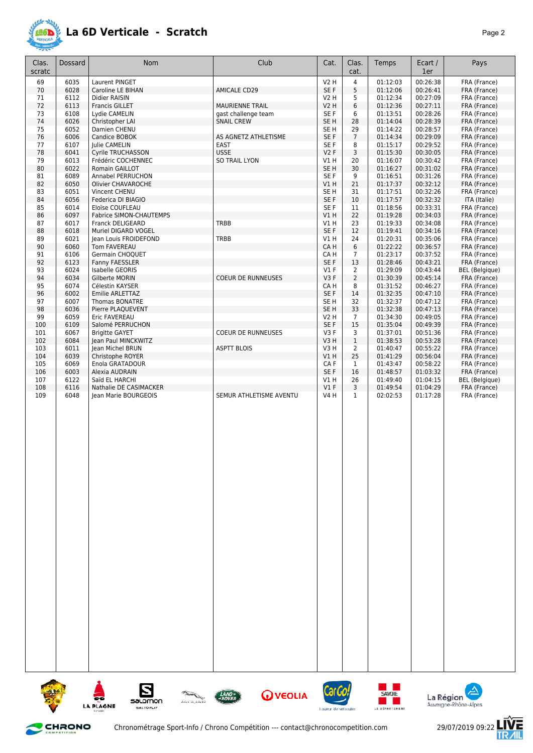# La 6D Verticale - Scratch

| Clas. scratc | Dossard | Nom | Club | Cat. | Clas. cat. | Temps | Ecart / 1er | Pays |
|---|---|---|---|---|---|---|---|---|
| 69 | 6035 | Laurent PINGET | | V2 H | 4 | 01:12:03 | 00:26:38 | FRA (France) |
| 70 | 6028 | Caroline LE BIHAN | AMICALE CD29 | SE F | 5 | 01:12:06 | 00:26:41 | FRA (France) |
| 71 | 6112 | Didier RAISIN | | V2 H | 5 | 01:12:34 | 00:27:09 | FRA (France) |
| 72 | 6113 | Francis GILLET | MAURIENNE TRAIL | V2 H | 6 | 01:12:36 | 00:27:11 | FRA (France) |
| 73 | 6108 | Lydie CAMELIN | gast challenge team | SE F | 6 | 01:13:51 | 00:28:26 | FRA (France) |
| 74 | 6026 | Christopher LAI | SNAIL CREW | SE H | 28 | 01:14:04 | 00:28:39 | FRA (France) |
| 75 | 6052 | Damien CHENU | | SE H | 29 | 01:14:22 | 00:28:57 | FRA (France) |
| 76 | 6006 | Candice BOBOK | AS AGNETZ ATHLETISME | SE F | 7 | 01:14:34 | 00:29:09 | FRA (France) |
| 77 | 6107 | Julie CAMELIN | EAST | SE F | 8 | 01:15:17 | 00:29:52 | FRA (France) |
| 78 | 6041 | Cyrile TRUCHASSON | USSE | V2 F | 3 | 01:15:30 | 00:30:05 | FRA (France) |
| 79 | 6013 | Frédéric COCHENNEC | SO TRAIL LYON | V1 H | 20 | 01:16:07 | 00:30:42 | FRA (France) |
| 80 | 6022 | Romain GAILLOT | | SE H | 30 | 01:16:27 | 00:31:02 | FRA (France) |
| 81 | 6089 | Annabel PERRUCHON | | SE F | 9 | 01:16:51 | 00:31:26 | FRA (France) |
| 82 | 6050 | Olivier CHAVAROCHE | | V1 H | 21 | 01:17:37 | 00:32:12 | FRA (France) |
| 83 | 6051 | Vincent CHENU | | SE H | 31 | 01:17:51 | 00:32:26 | FRA (France) |
| 84 | 6056 | Federica DI BIAGIO | | SE F | 10 | 01:17:57 | 00:32:32 | ITA (Italie) |
| 85 | 6014 | Eloïse COUFLEAU | | SE F | 11 | 01:18:56 | 00:33:31 | FRA (France) |
| 86 | 6097 | Fabrice SIMON-CHAUTEMPS | | V1 H | 22 | 01:19:28 | 00:34:03 | FRA (France) |
| 87 | 6017 | Franck DELIGEARD | TRBB | V1 H | 23 | 01:19:33 | 00:34:08 | FRA (France) |
| 88 | 6018 | Muriel DIGARD VOGEL | | SE F | 12 | 01:19:41 | 00:34:16 | FRA (France) |
| 89 | 6021 | Jean Louis FROIDEFOND | TRBB | V1 H | 24 | 01:20:31 | 00:35:06 | FRA (France) |
| 90 | 6060 | Tom FAVEREAU | | CA H | 6 | 01:22:22 | 00:36:57 | FRA (France) |
| 91 | 6106 | Germain CHOQUET | | CA H | 7 | 01:23:17 | 00:37:52 | FRA (France) |
| 92 | 6123 | Fanny FAESSLER | | SE F | 13 | 01:28:46 | 00:43:21 | FRA (France) |
| 93 | 6024 | Isabelle GEORIS | | V1 F | 2 | 01:29:09 | 00:43:44 | BEL (Belgique) |
| 94 | 6034 | Gilberte MORIN | COEUR DE RUNNEUSES | V3 F | 2 | 01:30:39 | 00:45:14 | FRA (France) |
| 95 | 6074 | Célestin KAYSER | | CA H | 8 | 01:31:52 | 00:46:27 | FRA (France) |
| 96 | 6002 | Emilie ARLETTAZ | | SE F | 14 | 01:32:35 | 00:47:10 | FRA (France) |
| 97 | 6007 | Thomas BONATRE | | SE H | 32 | 01:32:37 | 00:47:12 | FRA (France) |
| 98 | 6036 | Pierre PLAQUEVENT | | SE H | 33 | 01:32:38 | 00:47:13 | FRA (France) |
| 99 | 6059 | Eric FAVEREAU | | V2 H | 7 | 01:34:30 | 00:49:05 | FRA (France) |
| 100 | 6109 | Salomé PERRUCHON | | SE F | 15 | 01:35:04 | 00:49:39 | FRA (France) |
| 101 | 6067 | Brigitte GAYET | COEUR DE RUNNEUSES | V3 F | 3 | 01:37:01 | 00:51:36 | FRA (France) |
| 102 | 6084 | Jean Paul MINCKWITZ | | V3 H | 1 | 01:38:53 | 00:53:28 | FRA (France) |
| 103 | 6011 | Jean Michel BRUN | ASPTT BLOIS | V3 H | 2 | 01:40:47 | 00:55:22 | FRA (France) |
| 104 | 6039 | Christophe ROYER | | V1 H | 25 | 01:41:29 | 00:56:04 | FRA (France) |
| 105 | 6069 | Enola GRATADOUR | | CA F | 1 | 01:43:47 | 00:58:22 | FRA (France) |
| 106 | 6003 | Alexia AUDRAIN | | SE F | 16 | 01:48:57 | 01:03:32 | FRA (France) |
| 107 | 6122 | Saïd EL HARCHI | | V1 H | 26 | 01:49:40 | 01:04:15 | BEL (Belgique) |
| 108 | 6116 | Nathalie DE CASIMACKER | | V1 F | 3 | 01:49:54 | 01:04:29 | FRA (France) |
| 109 | 6048 | Jean Marie BOURGEOIS | SEMUR ATHLETISME AVENTU | V4 H | 1 | 02:02:53 | 01:17:28 | FRA (France) |

Chronométrage Sport-Info / Chrono Compétition --- contact@chronocompetition.com

29/07/2019 09:22